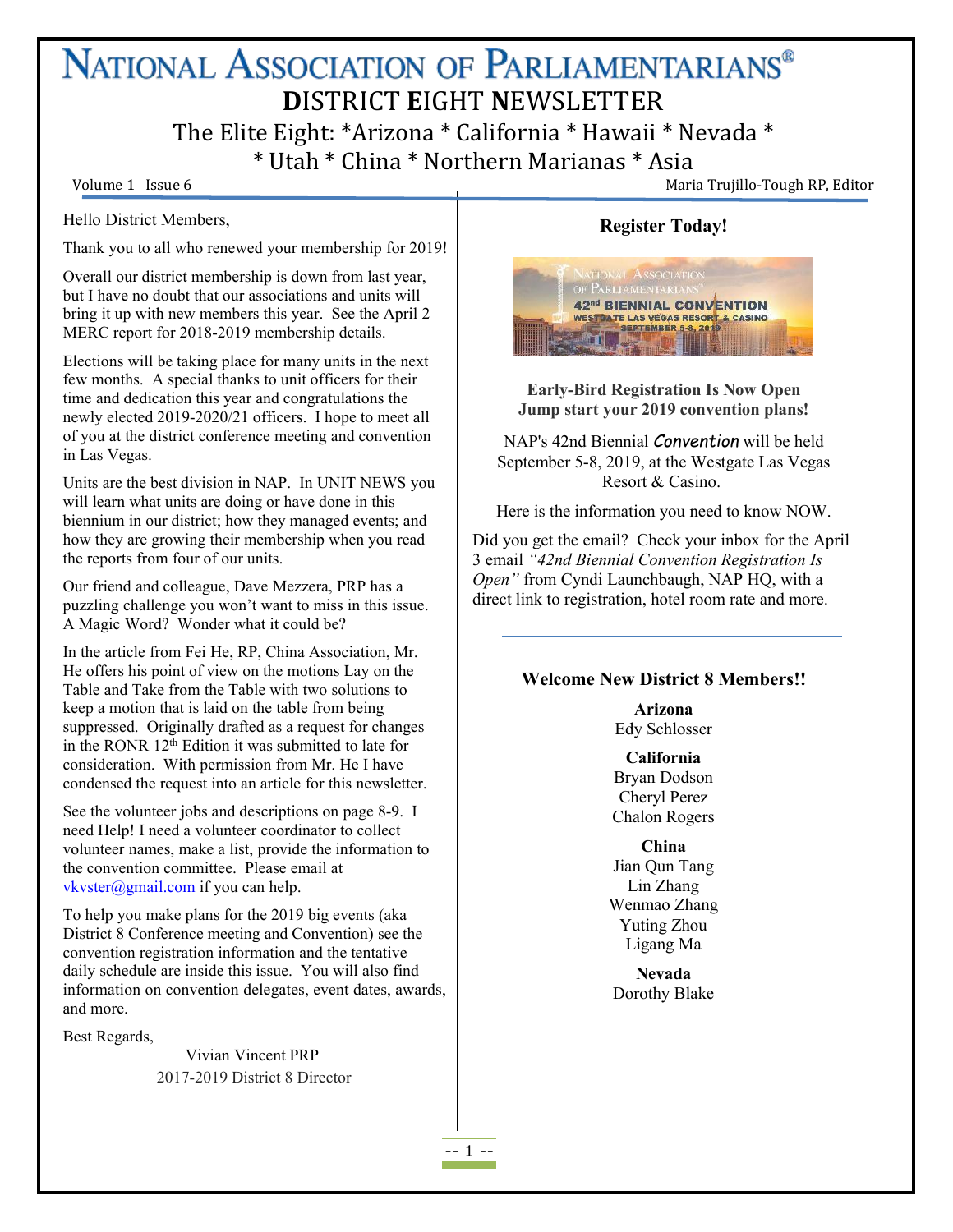# NATIONAL ASSOCIATION OF PARLIAMENTARIANS®

## DISTRICT EIGHT NEWSLETTER

The Elite Eight: *Arizona * California * Hawaii * Nevada * * Utah * China * Northern Marianas * Asia

Volume 1 Issue 6 — Maria Trujillo-Tough RP, Editor

Hello District Members,

Thank you to all who renewed your membership for 2019!

Overall our district membership is down from last year, but I have no doubt that our associations and units will bring it up with new members this year. See the April 2 MERC report for 2018-2019 membership details.

Elections will be taking place for many units in the next few months. A special thanks to unit officers for their time and dedication this year and congratulations the newly elected 2019-2020/21 officers. I hope to meet all of you at the district conference meeting and convention in Las Vegas.

Units are the best division in NAP. In UNIT NEWS you will learn what units are doing or have done in this biennium in our district; how they managed events; and how they are growing their membership when you read the reports from four of our units.

Our friend and colleague, Dave Mezzera, PRP has a puzzling challenge you won't want to miss in this issue. A Magic Word? Wonder what it could be?

In the article from Fei He, RP, China Association, Mr. He offers his point of view on the motions Lay on the Table and Take from the Table with two solutions to keep a motion that is laid on the table from being suppressed. Originally drafted as a request for changes in the RONR 12th Edition it was submitted to late for consideration. With permission from Mr. He I have condensed the request into an article for this newsletter.

See the volunteer jobs and descriptions on page 8-9. I need Help! I need a volunteer coordinator to collect volunteer names, make a list, provide the information to the convention committee. Please email at vkvster@gmail.com if you can help.

To help you make plans for the 2019 big events (aka District 8 Conference meeting and Convention) see the convention registration information and the tentative daily schedule are inside this issue. You will also find information on convention delegates, event dates, awards, and more.

Best Regards,

Vivian Vincent PRP
2017-2019 District 8 Director

## Register Today!

NATIONAL ASSOCIATION OF PARLIAMENTARIANS®
42nd BIENNIAL CONVENTION
WESTGATE LAS VEGAS RESORT & CASINO
SEPTEMBER 5-8, 2019

**Early-Bird Registration Is Now Open**
**Jump start your 2019 convention plans!**

NAP's 42nd Biennial *Convention* will be held September 5-8, 2019, at the Westgate Las Vegas Resort & Casino.

Here is the information you need to know NOW.

Did you get the email? Check your inbox for the April 3 email *"42nd Biennial Convention Registration Is Open"* from Cyndi Launchbaugh, NAP HQ, with a direct link to registration, hotel room rate and more.

## Welcome New District 8 Members!!

**Arizona**
Edy Schlosser

**California**
Bryan Dodson
Cheryl Perez
Chalon Rogers

**China**
Jian Qun Tang
Lin Zhang
Wenmao Zhang
Yuting Zhou
Ligang Ma

**Nevada**
Dorothy Blake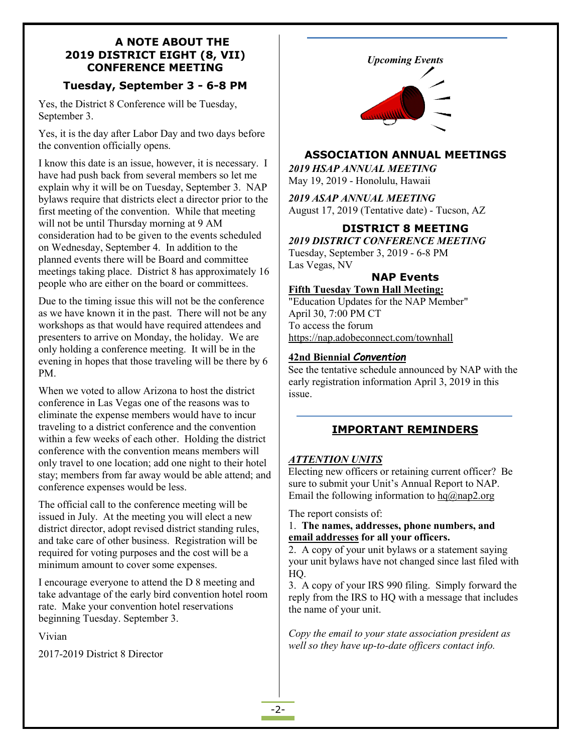# A NOTE ABOUT THE 2019 DISTRICT EIGHT (8, VII) CONFERENCE MEETING

## Tuesday, September 3 - 6-8 PM

Yes, the District 8 Conference will be Tuesday, September 3.

Yes, it is the day after Labor Day and two days before the convention officially opens.

I know this date is an issue, however, it is necessary. I have had push back from several members so let me explain why it will be on Tuesday, September 3. NAP bylaws require that districts elect a director prior to the first meeting of the convention. While that meeting will not be until Thursday morning at 9 AM consideration had to be given to the events scheduled on Wednesday, September 4. In addition to the planned events there will be Board and committee meetings taking place. District 8 has approximately 16 people who are either on the board or committees.

Due to the timing issue this will not be the conference as we have known it in the past. There will not be any workshops as that would have required attendees and presenters to arrive on Monday, the holiday. We are only holding a conference meeting. It will be in the evening in hopes that those traveling will be there by 6 PM.

When we voted to allow Arizona to host the district conference in Las Vegas one of the reasons was to eliminate the expense members would have to incur traveling to a district conference and the convention within a few weeks of each other. Holding the district conference with the convention means members will only travel to one location; add one night to their hotel stay; members from far away would be able attend; and conference expenses would be less.

The official call to the conference meeting will be issued in July. At the meeting you will elect a new district director, adopt revised district standing rules, and take care of other business. Registration will be required for voting purposes and the cost will be a minimum amount to cover some expenses.

I encourage everyone to attend the D 8 meeting and take advantage of the early bird convention hotel room rate. Make your convention hotel reservations beginning Tuesday. September 3.

Vivian

2017-2019 District 8 Director

*Upcoming Events*

## ASSOCIATION ANNUAL MEETINGS

***2019 HSAP ANNUAL MEETING***
May 19, 2019 - Honolulu, Hawaii

***2019 ASAP ANNUAL MEETING***
August 17, 2019 (Tentative date) - Tucson, AZ

## DISTRICT 8 MEETING

***2019 DISTRICT CONFERENCE MEETING***
Tuesday, September 3, 2019 - 6-8 PM
Las Vegas, NV

## NAP Events

**Fifth Tuesday Town Hall Meeting:**
"Education Updates for the NAP Member"
April 30, 7:00 PM CT
To access the forum
https://nap.adobeconnect.com/townhall

**42nd Biennial *Convention***
See the tentative schedule announced by NAP with the early registration information April 3, 2019 in this issue.

## IMPORTANT REMINDERS

***ATTENTION UNITS***
Electing new officers or retaining current officer? Be sure to submit your Unit's Annual Report to NAP. Email the following information to hq@nap2.org

The report consists of:

1. **The names, addresses, phone numbers, and email addresses for all your officers.**
2. A copy of your unit bylaws or a statement saying your unit bylaws have not changed since last filed with HQ.
3. A copy of your IRS 990 filing. Simply forward the reply from the IRS to HQ with a message that includes the name of your unit.

*Copy the email to your state association president as well so they have up-to-date officers contact info.*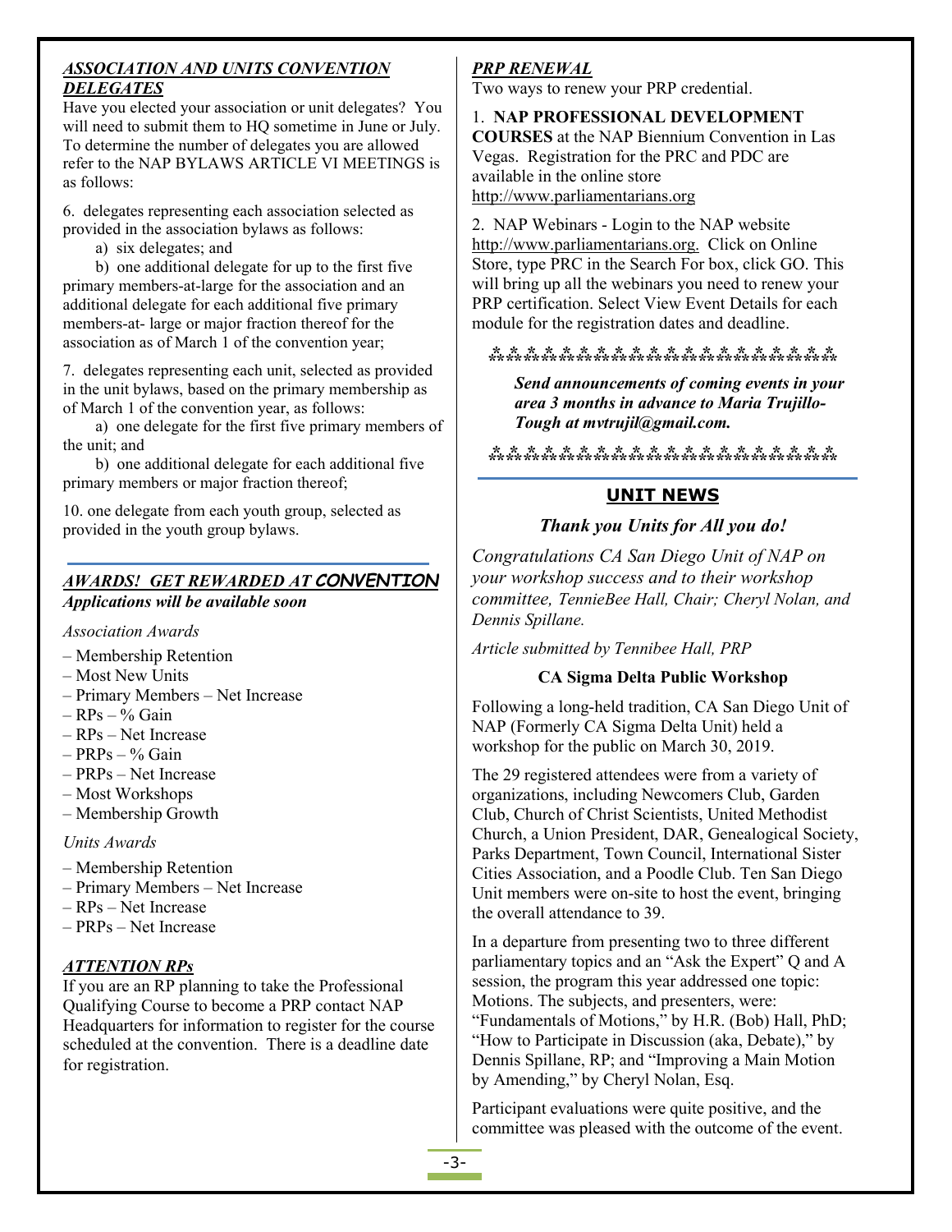### *ASSOCIATION AND UNITS CONVENTION DELEGATES*

Have you elected your association or unit delegates? You will need to submit them to HQ sometime in June or July. To determine the number of delegates you are allowed refer to the NAP BYLAWS ARTICLE VI MEETINGS is as follows:

6. delegates representing each association selected as provided in the association bylaws as follows:

   a) six delegates; and

   b) one additional delegate for up to the first five primary members-at-large for the association and an additional delegate for each additional five primary members-at- large or major fraction thereof for the association as of March 1 of the convention year;

7. delegates representing each unit, selected as provided in the unit bylaws, based on the primary membership as of March 1 of the convention year, as follows:

   a) one delegate for the first five primary members of the unit; and

   b) one additional delegate for each additional five primary members or major fraction thereof;

10. one delegate from each youth group, selected as provided in the youth group bylaws.

### *AWARDS! GET REWARDED AT CONVENTION*

***Applications will be available soon***

*Association Awards*

– Membership Retention
– Most New Units
– Primary Members – Net Increase
– RPs – % Gain
– RPs – Net Increase
– PRPs – % Gain
– PRPs – Net Increase
– Most Workshops
– Membership Growth

*Units Awards*

– Membership Retention
– Primary Members – Net Increase
– RPs – Net Increase
– PRPs – Net Increase

### *ATTENTION RPs*

If you are an RP planning to take the Professional Qualifying Course to become a PRP contact NAP Headquarters for information to register for the course scheduled at the convention. There is a deadline date for registration.

### *PRP RENEWAL*

Two ways to renew your PRP credential.

1. **NAP PROFESSIONAL DEVELOPMENT COURSES** at the NAP Biennium Convention in Las Vegas. Registration for the PRC and PDC are available in the online store http://www.parliamentarians.org

2. NAP Webinars - Login to the NAP website http://www.parliamentarians.org. Click on Online Store, type PRC in the Search For box, click GO. This will bring up all the webinars you need to renew your PRP certification. Select View Event Details for each module for the registration dates and deadline.

\*\*\*\*\*\*\*\*\*\*\*\*\*\*\*\*\*\*\*\*\*\*\*

***Send announcements of coming events in your area 3 months in advance to Maria Trujillo-Tough at mvtrujil@gmail.com.***

\*\*\*\*\*\*\*\*\*\*\*\*\*\*\*\*\*\*\*\*\*\*\*

## UNIT NEWS

***Thank you Units for All you do!***

*Congratulations CA San Diego Unit of NAP on your workshop success and to their workshop committee, TennieBee Hall, Chair; Cheryl Nolan, and Dennis Spillane.*

*Article submitted by Tennibee Hall, PRP*

**CA Sigma Delta Public Workshop**

Following a long-held tradition, CA San Diego Unit of NAP (Formerly CA Sigma Delta Unit) held a workshop for the public on March 30, 2019.

The 29 registered attendees were from a variety of organizations, including Newcomers Club, Garden Club, Church of Christ Scientists, United Methodist Church, a Union President, DAR, Genealogical Society, Parks Department, Town Council, International Sister Cities Association, and a Poodle Club. Ten San Diego Unit members were on-site to host the event, bringing the overall attendance to 39.

In a departure from presenting two to three different parliamentary topics and an "Ask the Expert" Q and A session, the program this year addressed one topic: Motions. The subjects, and presenters, were: "Fundamentals of Motions," by H.R. (Bob) Hall, PhD; "How to Participate in Discussion (aka, Debate)," by Dennis Spillane, RP; and "Improving a Main Motion by Amending," by Cheryl Nolan, Esq.

Participant evaluations were quite positive, and the committee was pleased with the outcome of the event.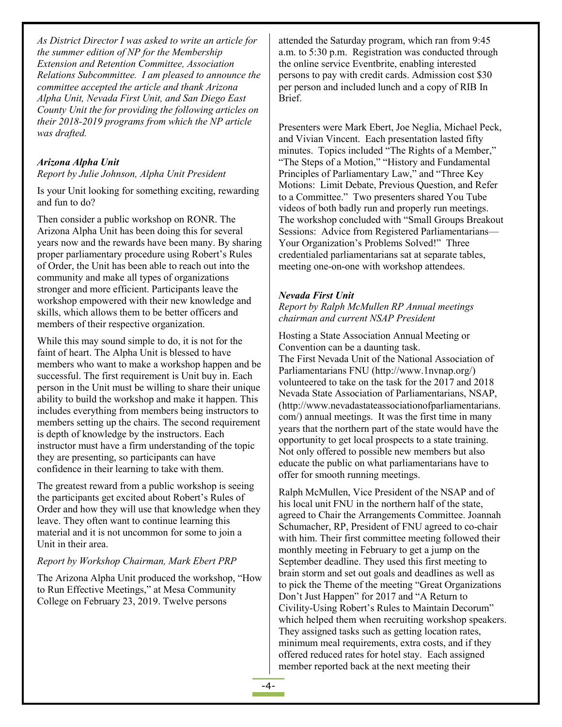*As District Director I was asked to write an article for the summer edition of NP for the Membership Extension and Retention Committee, Association Relations Subcommittee. I am pleased to announce the committee accepted the article and thank Arizona Alpha Unit, Nevada First Unit, and San Diego East County Unit the for providing the following articles on their 2018-2019 programs from which the NP article was drafted.*

***Arizona Alpha Unit***

*Report by Julie Johnson, Alpha Unit President*

Is your Unit looking for something exciting, rewarding and fun to do?

Then consider a public workshop on RONR. The Arizona Alpha Unit has been doing this for several years now and the rewards have been many. By sharing proper parliamentary procedure using Robert's Rules of Order, the Unit has been able to reach out into the community and make all types of organizations stronger and more efficient. Participants leave the workshop empowered with their new knowledge and skills, which allows them to be better officers and members of their respective organization.

While this may sound simple to do, it is not for the faint of heart. The Alpha Unit is blessed to have members who want to make a workshop happen and be successful. The first requirement is Unit buy in. Each person in the Unit must be willing to share their unique ability to build the workshop and make it happen. This includes everything from members being instructors to members setting up the chairs. The second requirement is depth of knowledge by the instructors. Each instructor must have a firm understanding of the topic they are presenting, so participants can have confidence in their learning to take with them.

The greatest reward from a public workshop is seeing the participants get excited about Robert's Rules of Order and how they will use that knowledge when they leave. They often want to continue learning this material and it is not uncommon for some to join a Unit in their area.

*Report by Workshop Chairman, Mark Ebert PRP*

The Arizona Alpha Unit produced the workshop, "How to Run Effective Meetings," at Mesa Community College on February 23, 2019. Twelve persons attended the Saturday program, which ran from 9:45 a.m. to 5:30 p.m. Registration was conducted through the online service Eventbrite, enabling interested persons to pay with credit cards. Admission cost $30 per person and included lunch and a copy of RIB In Brief.

Presenters were Mark Ebert, Joe Neglia, Michael Peck, and Vivian Vincent. Each presentation lasted fifty minutes. Topics included "The Rights of a Member," "The Steps of a Motion," "History and Fundamental Principles of Parliamentary Law," and "Three Key Motions: Limit Debate, Previous Question, and Refer to a Committee." Two presenters shared You Tube videos of both badly run and properly run meetings. The workshop concluded with "Small Groups Breakout Sessions: Advice from Registered Parliamentarians—Your Organization's Problems Solved!" Three credentialed parliamentarians sat at separate tables, meeting one-on-one with workshop attendees.

***Nevada First Unit***

*Report by Ralph McMullen RP Annual meetings chairman and current NSAP President*

Hosting a State Association Annual Meeting or Convention can be a daunting task.
The First Nevada Unit of the National Association of Parliamentarians FNU (http://www.1nvnap.org/) volunteered to take on the task for the 2017 and 2018 Nevada State Association of Parliamentarians, NSAP, (http://www.nevadastateassociationofparliamentarians.com/) annual meetings. It was the first time in many years that the northern part of the state would have the opportunity to get local prospects to a state training. Not only offered to possible new members but also educate the public on what parliamentarians have to offer for smooth running meetings.

Ralph McMullen, Vice President of the NSAP and of his local unit FNU in the northern half of the state, agreed to Chair the Arrangements Committee. Joannah Schumacher, RP, President of FNU agreed to co-chair with him. Their first committee meeting followed their monthly meeting in February to get a jump on the September deadline. They used this first meeting to brain storm and set out goals and deadlines as well as to pick the Theme of the meeting "Great Organizations Don't Just Happen" for 2017 and "A Return to Civility-Using Robert's Rules to Maintain Decorum" which helped them when recruiting workshop speakers. They assigned tasks such as getting location rates, minimum meal requirements, extra costs, and if they offered reduced rates for hotel stay. Each assigned member reported back at the next meeting their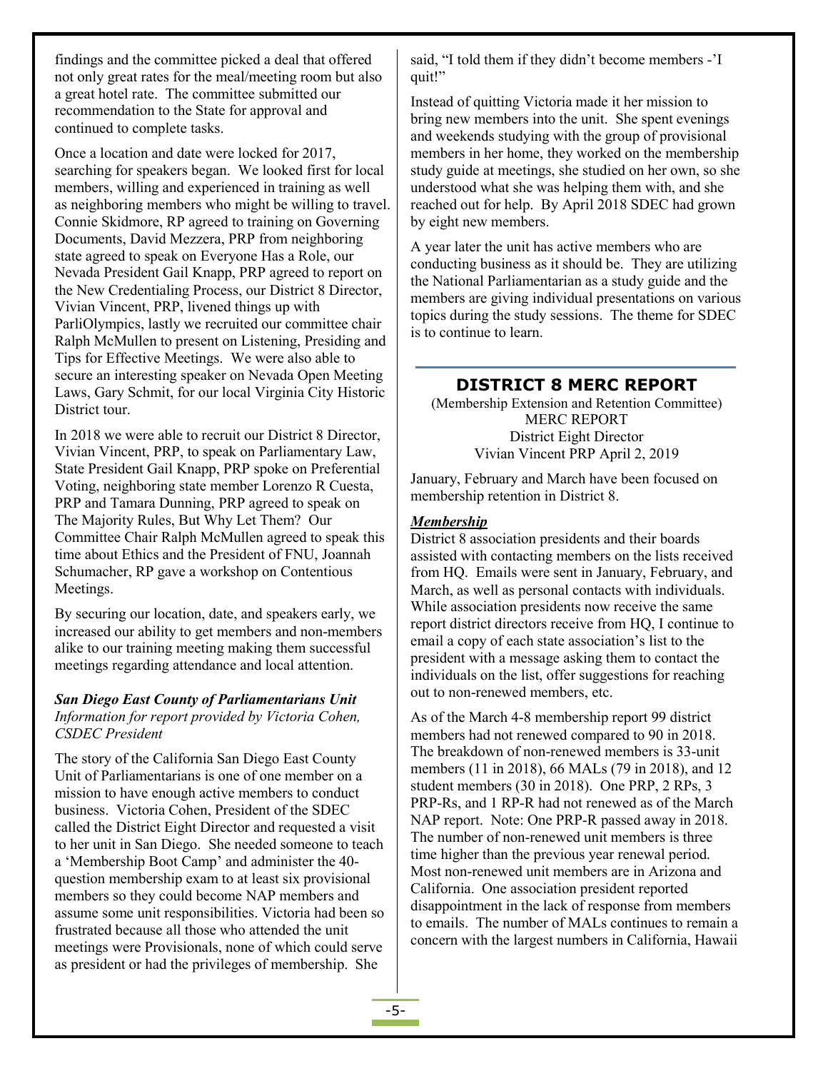findings and the committee picked a deal that offered not only great rates for the meal/meeting room but also a great hotel rate. The committee submitted our recommendation to the State for approval and continued to complete tasks.

Once a location and date were locked for 2017, searching for speakers began. We looked first for local members, willing and experienced in training as well as neighboring members who might be willing to travel. Connie Skidmore, RP agreed to training on Governing Documents, David Mezzera, PRP from neighboring state agreed to speak on Everyone Has a Role, our Nevada President Gail Knapp, PRP agreed to report on the New Credentialing Process, our District 8 Director, Vivian Vincent, PRP, livened things up with ParliOlympics, lastly we recruited our committee chair Ralph McMullen to present on Listening, Presiding and Tips for Effective Meetings. We were also able to secure an interesting speaker on Nevada Open Meeting Laws, Gary Schmit, for our local Virginia City Historic District tour.

In 2018 we were able to recruit our District 8 Director, Vivian Vincent, PRP, to speak on Parliamentary Law, State President Gail Knapp, PRP spoke on Preferential Voting, neighboring state member Lorenzo R Cuesta, PRP and Tamara Dunning, PRP agreed to speak on The Majority Rules, But Why Let Them? Our Committee Chair Ralph McMullen agreed to speak this time about Ethics and the President of FNU, Joannah Schumacher, RP gave a workshop on Contentious Meetings.

By securing our location, date, and speakers early, we increased our ability to get members and non-members alike to our training meeting making them successful meetings regarding attendance and local attention.

***San Diego East County of Parliamentarians Unit***
*Information for report provided by Victoria Cohen, CSDEC President*

The story of the California San Diego East County Unit of Parliamentarians is one of one member on a mission to have enough active members to conduct business. Victoria Cohen, President of the SDEC called the District Eight Director and requested a visit to her unit in San Diego. She needed someone to teach a 'Membership Boot Camp' and administer the 40-question membership exam to at least six provisional members so they could become NAP members and assume some unit responsibilities. Victoria had been so frustrated because all those who attended the unit meetings were Provisionals, none of which could serve as president or had the privileges of membership. She said, "I told them if they didn't become members -'I quit!"

Instead of quitting Victoria made it her mission to bring new members into the unit. She spent evenings and weekends studying with the group of provisional members in her home, they worked on the membership study guide at meetings, she studied on her own, so she understood what she was helping them with, and she reached out for help. By April 2018 SDEC had grown by eight new members.

A year later the unit has active members who are conducting business as it should be. They are utilizing the National Parliamentarian as a study guide and the members are giving individual presentations on various topics during the study sessions. The theme for SDEC is to continue to learn.

## DISTRICT 8 MERC REPORT

(Membership Extension and Retention Committee)
MERC REPORT
District Eight Director
Vivian Vincent PRP April 2, 2019

January, February and March have been focused on membership retention in District 8.

***Membership***
District 8 association presidents and their boards assisted with contacting members on the lists received from HQ. Emails were sent in January, February, and March, as well as personal contacts with individuals. While association presidents now receive the same report district directors receive from HQ, I continue to email a copy of each state association's list to the president with a message asking them to contact the individuals on the list, offer suggestions for reaching out to non-renewed members, etc.

As of the March 4-8 membership report 99 district members had not renewed compared to 90 in 2018. The breakdown of non-renewed members is 33-unit members (11 in 2018), 66 MALs (79 in 2018), and 12 student members (30 in 2018). One PRP, 2 RPs, 3 PRP-Rs, and 1 RP-R had not renewed as of the March NAP report. Note: One PRP-R passed away in 2018. The number of non-renewed unit members is three time higher than the previous year renewal period. Most non-renewed unit members are in Arizona and California. One association president reported disappointment in the lack of response from members to emails. The number of MALs continues to remain a concern with the largest numbers in California, Hawaii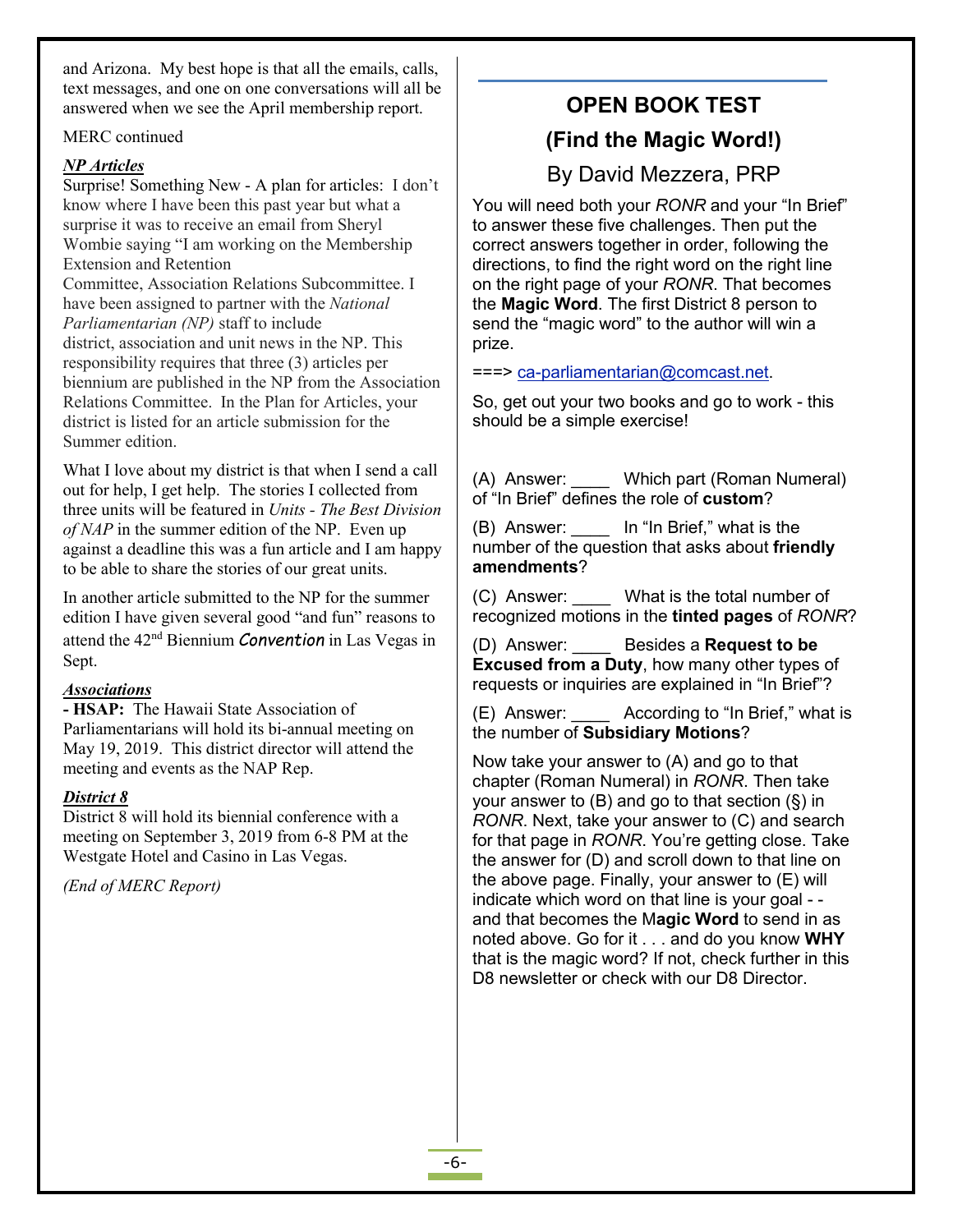and Arizona. My best hope is that all the emails, calls, text messages, and one on one conversations will all be answered when we see the April membership report.

MERC continued

***NP Articles***

Surprise! Something New - A plan for articles: I don't know where I have been this past year but what a surprise it was to receive an email from Sheryl Wombie saying "I am working on the Membership Extension and Retention Committee, Association Relations Subcommittee. I have been assigned to partner with the *National Parliamentarian (NP)* staff to include district, association and unit news in the NP. This responsibility requires that three (3) articles per biennium are published in the NP from the Association Relations Committee. In the Plan for Articles, your district is listed for an article submission for the Summer edition.

What I love about my district is that when I send a call out for help, I get help. The stories I collected from three units will be featured in *Units - The Best Division of NAP* in the summer edition of the NP. Even up against a deadline this was a fun article and I am happy to be able to share the stories of our great units.

In another article submitted to the NP for the summer edition I have given several good "and fun" reasons to attend the 42nd Biennium ***Convention*** in Las Vegas in Sept.

***Associations***

**- HSAP:** The Hawaii State Association of Parliamentarians will hold its bi-annual meeting on May 19, 2019. This district director will attend the meeting and events as the NAP Rep.

***District 8***

District 8 will hold its biennial conference with a meeting on September 3, 2019 from 6-8 PM at the Westgate Hotel and Casino in Las Vegas.

*(End of MERC Report)*

---

## OPEN BOOK TEST

## (Find the Magic Word!)

### By David Mezzera, PRP

You will need both your *RONR* and your "In Brief" to answer these five challenges. Then put the correct answers together in order, following the directions, to find the right word on the right line on the right page of your *RONR*. That becomes the **Magic Word**. The first District 8 person to send the "magic word" to the author will win a prize.

===> ca-parliamentarian@comcast.net.

So, get out your two books and go to work - this should be a simple exercise!

(A) Answer: ____ Which part (Roman Numeral) of "In Brief" defines the role of **custom**?

(B) Answer: ____ In "In Brief," what is the number of the question that asks about **friendly amendments**?

(C) Answer: ____ What is the total number of recognized motions in the **tinted pages** of *RONR*?

(D) Answer: ____ Besides a **Request to be Excused from a Duty**, how many other types of requests or inquiries are explained in "In Brief"?

(E) Answer: ____ According to "In Brief," what is the number of **Subsidiary Motions**?

Now take your answer to (A) and go to that chapter (Roman Numeral) in *RONR*. Then take your answer to (B) and go to that section (§) in *RONR*. Next, take your answer to (C) and search for that page in *RONR*. You're getting close. Take the answer for (D) and scroll down to that line on the above page. Finally, your answer to (E) will indicate which word on that line is your goal - - and that becomes the M**agic Word** to send in as noted above. Go for it . . . and do you know **WHY** that is the magic word? If not, check further in this D8 newsletter or check with our D8 Director.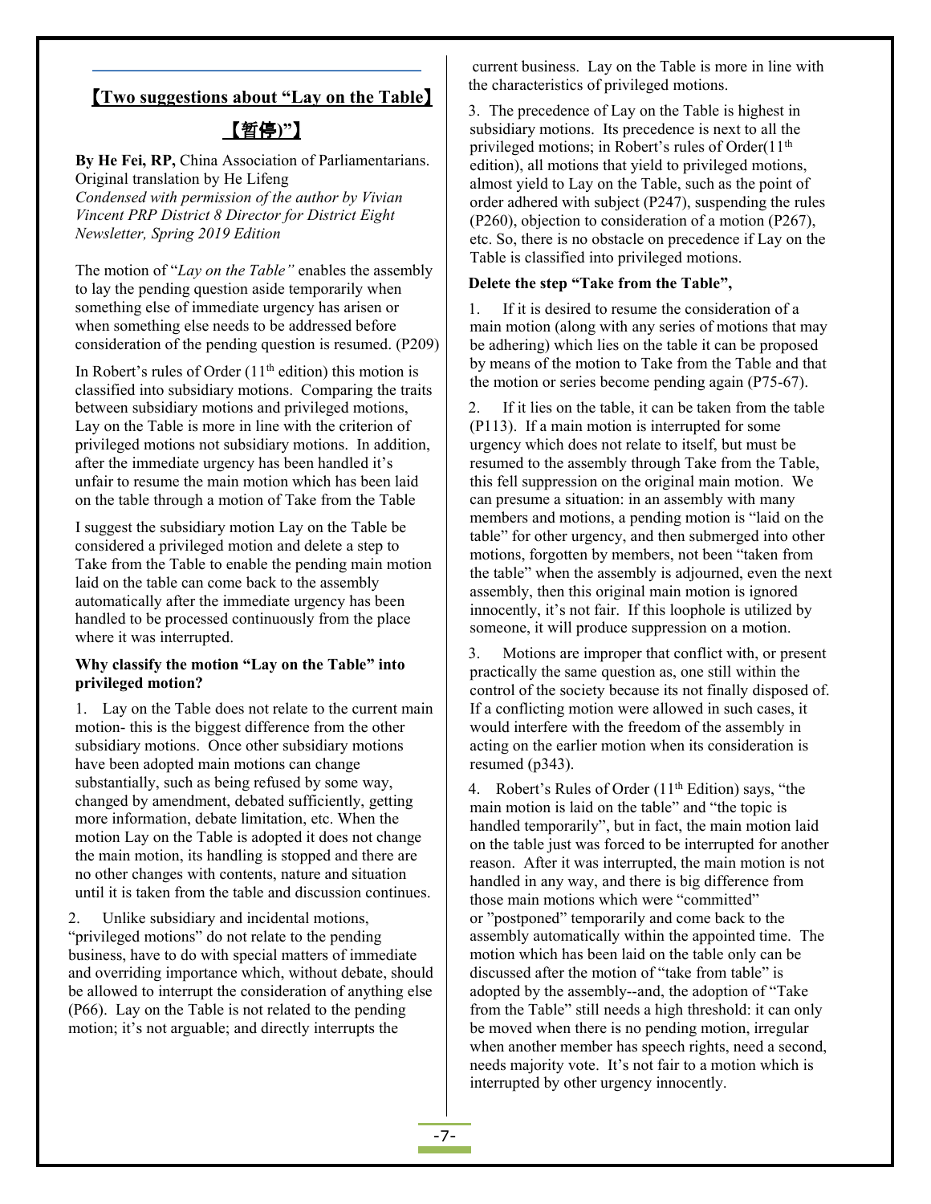## 【Two suggestions about "Lay on the Table】

## 【暂停)"】

**By He Fei, RP,** China Association of Parliamentarians. Original translation by He Lifeng
*Condensed with permission of the author by Vivian Vincent PRP District 8 Director for District Eight Newsletter, Spring 2019 Edition*

The motion of "*Lay on the Table"* enables the assembly to lay the pending question aside temporarily when something else of immediate urgency has arisen or when something else needs to be addressed before consideration of the pending question is resumed. (P209)

In Robert's rules of Order (11th edition) this motion is classified into subsidiary motions. Comparing the traits between subsidiary motions and privileged motions, Lay on the Table is more in line with the criterion of privileged motions not subsidiary motions. In addition, after the immediate urgency has been handled it's unfair to resume the main motion which has been laid on the table through a motion of Take from the Table

I suggest the subsidiary motion Lay on the Table be considered a privileged motion and delete a step to Take from the Table to enable the pending main motion laid on the table can come back to the assembly automatically after the immediate urgency has been handled to be processed continuously from the place where it was interrupted.

**Why classify the motion "Lay on the Table" into privileged motion?**

1. Lay on the Table does not relate to the current main motion- this is the biggest difference from the other subsidiary motions. Once other subsidiary motions have been adopted main motions can change substantially, such as being refused by some way, changed by amendment, debated sufficiently, getting more information, debate limitation, etc. When the motion Lay on the Table is adopted it does not change the main motion, its handling is stopped and there are no other changes with contents, nature and situation until it is taken from the table and discussion continues.

2. Unlike subsidiary and incidental motions, "privileged motions" do not relate to the pending business, have to do with special matters of immediate and overriding importance which, without debate, should be allowed to interrupt the consideration of anything else (P66). Lay on the Table is not related to the pending motion; it's not arguable; and directly interrupts the current business. Lay on the Table is more in line with the characteristics of privileged motions.

3. The precedence of Lay on the Table is highest in subsidiary motions. Its precedence is next to all the privileged motions; in Robert's rules of Order(11th edition), all motions that yield to privileged motions, almost yield to Lay on the Table, such as the point of order adhered with subject (P247), suspending the rules (P260), objection to consideration of a motion (P267), etc. So, there is no obstacle on precedence if Lay on the Table is classified into privileged motions.

**Delete the step "Take from the Table",**

1. If it is desired to resume the consideration of a main motion (along with any series of motions that may be adhering) which lies on the table it can be proposed by means of the motion to Take from the Table and that the motion or series become pending again (P75-67).

2. If it lies on the table, it can be taken from the table (P113). If a main motion is interrupted for some urgency which does not relate to itself, but must be resumed to the assembly through Take from the Table, this fell suppression on the original main motion. We can presume a situation: in an assembly with many members and motions, a pending motion is "laid on the table" for other urgency, and then submerged into other motions, forgotten by members, not been "taken from the table" when the assembly is adjourned, even the next assembly, then this original main motion is ignored innocently, it's not fair. If this loophole is utilized by someone, it will produce suppression on a motion.

3. Motions are improper that conflict with, or present practically the same question as, one still within the control of the society because its not finally disposed of. If a conflicting motion were allowed in such cases, it would interfere with the freedom of the assembly in acting on the earlier motion when its consideration is resumed (p343).

4. Robert's Rules of Order (11th Edition) says, "the main motion is laid on the table" and "the topic is handled temporarily", but in fact, the main motion laid on the table just was forced to be interrupted for another reason. After it was interrupted, the main motion is not handled in any way, and there is big difference from those main motions which were "committed" or "postponed" temporarily and come back to the assembly automatically within the appointed time. The motion which has been laid on the table only can be discussed after the motion of "take from table" is adopted by the assembly--and, the adoption of "Take from the Table" still needs a high threshold: it can only be moved when there is no pending motion, irregular when another member has speech rights, need a second, needs majority vote. It's not fair to a motion which is interrupted by other urgency innocently.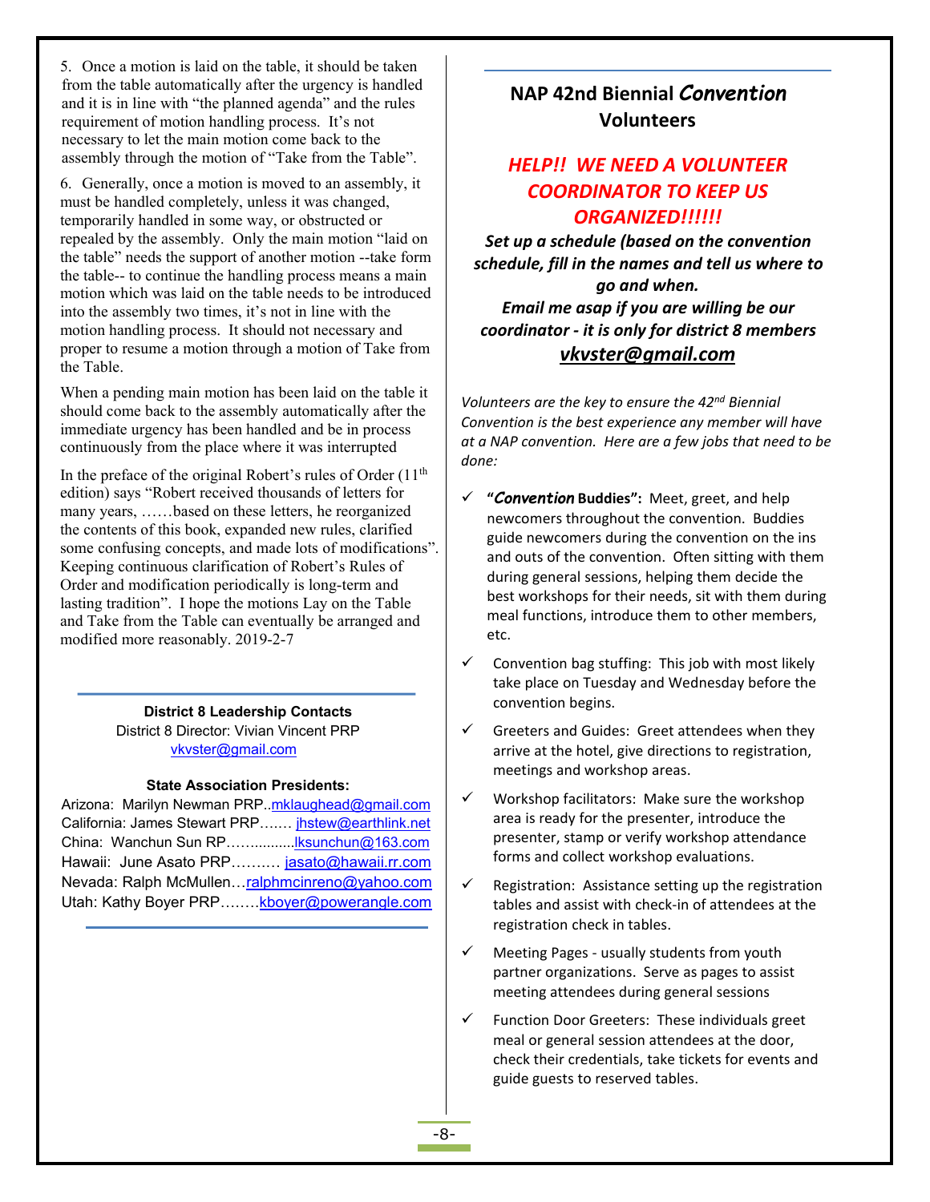5. Once a motion is laid on the table, it should be taken from the table automatically after the urgency is handled and it is in line with "the planned agenda" and the rules requirement of motion handling process. It's not necessary to let the main motion come back to the assembly through the motion of "Take from the Table".

6. Generally, once a motion is moved to an assembly, it must be handled completely, unless it was changed, temporarily handled in some way, or obstructed or repealed by the assembly. Only the main motion "laid on the table" needs the support of another motion --take form the table-- to continue the handling process means a main motion which was laid on the table needs to be introduced into the assembly two times, it's not in line with the motion handling process. It should not necessary and proper to resume a motion through a motion of Take from the Table.

When a pending main motion has been laid on the table it should come back to the assembly automatically after the immediate urgency has been handled and be in process continuously from the place where it was interrupted

In the preface of the original Robert's rules of Order (11th edition) says "Robert received thousands of letters for many years, ……based on these letters, he reorganized the contents of this book, expanded new rules, clarified some confusing concepts, and made lots of modifications". Keeping continuous clarification of Robert's Rules of Order and modification periodically is long-term and lasting tradition". I hope the motions Lay on the Table and Take from the Table can eventually be arranged and modified more reasonably. 2019-2-7

---

**District 8 Leadership Contacts**

District 8 Director: Vivian Vincent PRP
vkvster@gmail.com

**State Association Presidents:**

Arizona: Marilyn Newman PRP..mklaughead@gmail.com
California: James Stewart PRP….… jhstew@earthlink.net
China: Wanchun Sun RP…….........lksunchun@163.com
Hawaii: June Asato PRP………. jasato@hawaii.rr.com
Nevada: Ralph McMullen…ralphmcinreno@yahoo.com
Utah: Kathy Boyer PRP……..kboyer@powerangle.com

---

## NAP 42nd Biennial *Convention* Volunteers

***HELP!! WE NEED A VOLUNTEER COORDINATOR TO KEEP US ORGANIZED!!!!!!***

***Set up a schedule (based on the convention schedule, fill in the names and tell us where to go and when.***
***Email me asap if you are willing be our coordinator - it is only for district 8 members***
***vkvster@gmail.com***

*Volunteers are the key to ensure the 42nd Biennial Convention is the best experience any member will have at a NAP convention. Here are a few jobs that need to be done:*

- ✓ **"*Convention* Buddies":** Meet, greet, and help newcomers throughout the convention. Buddies guide newcomers during the convention on the ins and outs of the convention. Often sitting with them during general sessions, helping them decide the best workshops for their needs, sit with them during meal functions, introduce them to other members, etc.
- ✓ Convention bag stuffing: This job with most likely take place on Tuesday and Wednesday before the convention begins.
- ✓ Greeters and Guides: Greet attendees when they arrive at the hotel, give directions to registration, meetings and workshop areas.
- ✓ Workshop facilitators: Make sure the workshop area is ready for the presenter, introduce the presenter, stamp or verify workshop attendance forms and collect workshop evaluations.
- ✓ Registration: Assistance setting up the registration tables and assist with check-in of attendees at the registration check in tables.
- ✓ Meeting Pages - usually students from youth partner organizations. Serve as pages to assist meeting attendees during general sessions
- ✓ Function Door Greeters: These individuals greet meal or general session attendees at the door, check their credentials, take tickets for events and guide guests to reserved tables.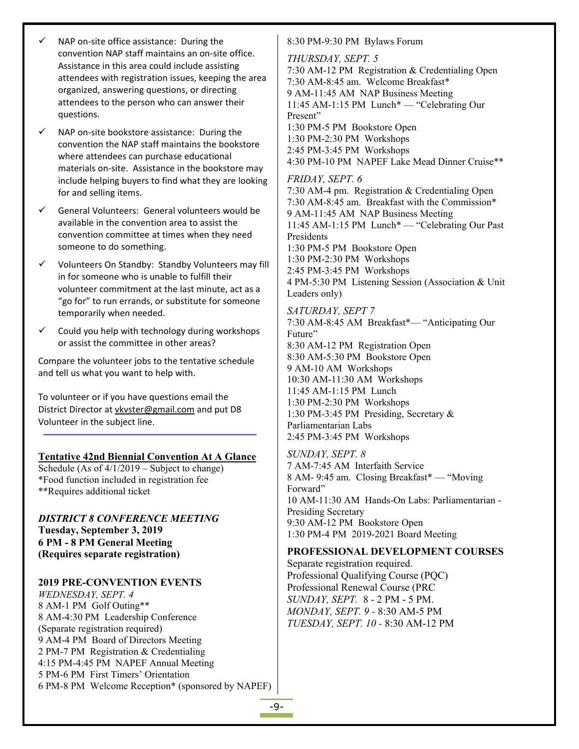- NAP on-site office assistance: During the convention NAP staff maintains an on-site office. Assistance in this area could include assisting attendees with registration issues, keeping the area organized, answering questions, or directing attendees to the person who can answer their questions.
- NAP on-site bookstore assistance: During the convention the NAP staff maintains the bookstore where attendees can purchase educational materials on-site. Assistance in the bookstore may include helping buyers to find what they are looking for and selling items.
- General Volunteers: General volunteers would be available in the convention area to assist the convention committee at times when they need someone to do something.
- Volunteers On Standby: Standby Volunteers may fill in for someone who is unable to fulfill their volunteer commitment at the last minute, act as a "go for" to run errands, or substitute for someone temporarily when needed.
- Could you help with technology during workshops or assist the committee in other areas?

Compare the volunteer jobs to the tentative schedule and tell us what you want to help with.

To volunteer or if you have questions email the District Director at vkvster@gmail.com and put D8 Volunteer in the subject line.

---

## Tentative 42nd Biennial Convention At A Glance

Schedule (As of 4/1/2019 – Subject to change)
*Food function included in registration fee
**Requires additional ticket

### *DISTRICT 8 CONFERENCE MEETING*

**Tuesday, September 3, 2019**
**6 PM - 8 PM General Meeting**
**(Requires separate registration)**

### 2019 PRE-CONVENTION EVENTS

*WEDNESDAY, SEPT. 4*
8 AM-1 PM Golf Outing**
8 AM-4:30 PM Leadership Conference (Separate registration required)
9 AM-4 PM Board of Directors Meeting
2 PM-7 PM Registration & Credentialing
4:15 PM-4:45 PM NAPEF Annual Meeting
5 PM-6 PM First Timers' Orientation
6 PM-8 PM Welcome Reception* (sponsored by NAPEF)
8:30 PM-9:30 PM Bylaws Forum

*THURSDAY, SEPT. 5*
7:30 AM-12 PM Registration & Credentialing Open
7:30 AM-8:45 am. Welcome Breakfast*
9 AM-11:45 AM NAP Business Meeting
11:45 AM-1:15 PM Lunch* — "Celebrating Our Present"
1:30 PM-5 PM Bookstore Open
1:30 PM-2:30 PM Workshops
2:45 PM-3:45 PM Workshops
4:30 PM-10 PM NAPEF Lake Mead Dinner Cruise**

*FRIDAY, SEPT. 6*
7:30 AM-4 pm. Registration & Credentialing Open
7:30 AM-8:45 am. Breakfast with the Commission*
9 AM-11:45 AM NAP Business Meeting
11:45 AM-1:15 PM Lunch* — "Celebrating Our Past Presidents
1:30 PM-5 PM Bookstore Open
1:30 PM-2:30 PM Workshops
2:45 PM-3:45 PM Workshops
4 PM-5:30 PM Listening Session (Association & Unit Leaders only)

*SATURDAY, SEPT 7*
7:30 AM-8:45 AM Breakfast*— "Anticipating Our Future"
8:30 AM-12 PM Registration Open
8:30 AM-5:30 PM Bookstore Open
9 AM-10 AM Workshops
10:30 AM-11:30 AM Workshops
11:45 AM-1:15 PM Lunch
1:30 PM-2:30 PM Workshops
1:30 PM-3:45 PM Presiding, Secretary & Parliamentarian Labs
2:45 PM-3:45 PM Workshops

*SUNDAY, SEPT. 8*
7 AM-7:45 AM Interfaith Service
8 AM- 9:45 am. Closing Breakfast* — "Moving Forward"
10 AM-11:30 AM Hands-On Labs: Parliamentarian - Presiding Secretary
9:30 AM-12 PM Bookstore Open
1:30 PM-4 PM 2019-2021 Board Meeting

### PROFESSIONAL DEVELOPMENT COURSES

Separate registration required.
Professional Qualifying Course (PQC)
Professional Renewal Course (PRC
*SUNDAY, SEPT.* 8 - 2 PM - 5 PM.
*MONDAY, SEPT. 9* - 8:30 AM-5 PM
*TUESDAY, SEPT. 10* - 8:30 AM-12 PM